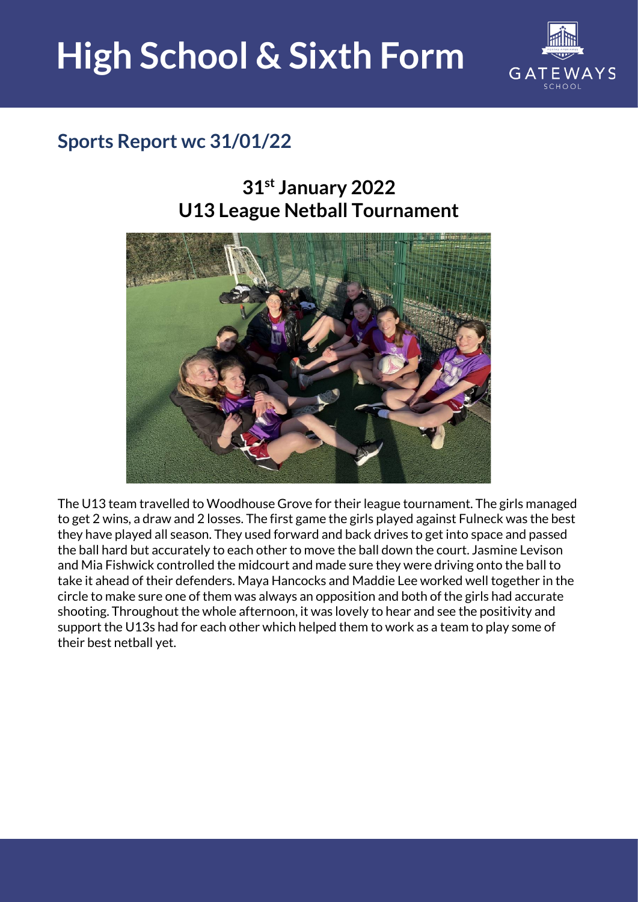# High School & Sixth Form

## Sports Report wc 31/01/22

### 31st January 2022
### U13 League Netball Tournament

The U13 team travelled to Woodhouse Grove for their league tournament. The girls managed to get 2 wins, a draw and 2 losses. The first game the girls played against Fulneck was the best they have played all season. They used forward and back drives to get into space and passed the ball hard but accurately to each other to move the ball down the court. Jasmine Levison and Mia Fishwick controlled the midcourt and made sure they were driving onto the ball to take it ahead of their defenders. Maya Hancocks and Maddie Lee worked well together in the circle to make sure one of them was always an opposition and both of the girls had accurate shooting. Throughout the whole afternoon, it was lovely to hear and see the positivity and support the U13s had for each other which helped them to work as a team to play some of their best netball yet.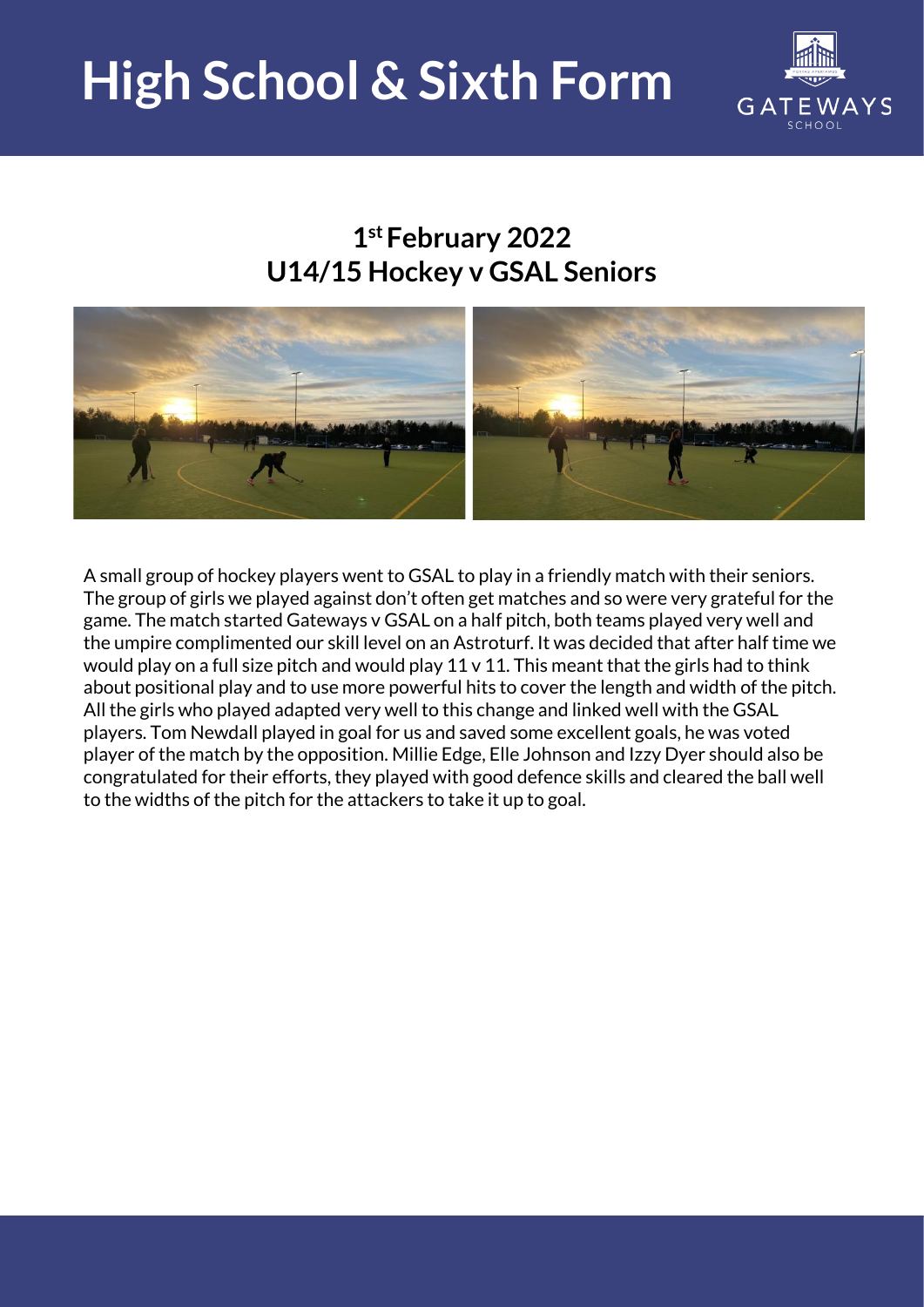# High School & Sixth Form

## 1st February 2022
## U14/15 Hockey v GSAL Seniors

A small group of hockey players went to GSAL to play in a friendly match with their seniors. The group of girls we played against don't often get matches and so were very grateful for the game. The match started Gateways v GSAL on a half pitch, both teams played very well and the umpire complimented our skill level on an Astroturf. It was decided that after half time we would play on a full size pitch and would play 11 v 11. This meant that the girls had to think about positional play and to use more powerful hits to cover the length and width of the pitch. All the girls who played adapted very well to this change and linked well with the GSAL players. Tom Newdall played in goal for us and saved some excellent goals, he was voted player of the match by the opposition. Millie Edge, Elle Johnson and Izzy Dyer should also be congratulated for their efforts, they played with good defence skills and cleared the ball well to the widths of the pitch for the attackers to take it up to goal.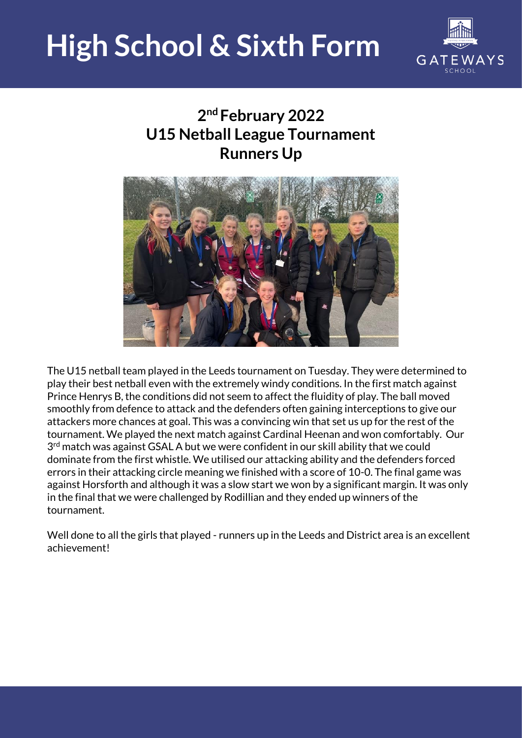## 2nd February 2022
## U15 Netball League Tournament
## Runners Up

The U15 netball team played in the Leeds tournament on Tuesday. They were determined to play their best netball even with the extremely windy conditions. In the first match against Prince Henrys B, the conditions did not seem to affect the fluidity of play. The ball moved smoothly from defence to attack and the defenders often gaining interceptions to give our attackers more chances at goal. This was a convincing win that set us up for the rest of the tournament. We played the next match against Cardinal Heenan and won comfortably. Our 3rd match was against GSAL A but we were confident in our skill ability that we could dominate from the first whistle. We utilised our attacking ability and the defenders forced errors in their attacking circle meaning we finished with a score of 10-0. The final game was against Horsforth and although it was a slow start we won by a significant margin. It was only in the final that we were challenged by Rodillian and they ended up winners of the tournament.

Well done to all the girls that played - runners up in the Leeds and District area is an excellent achievement!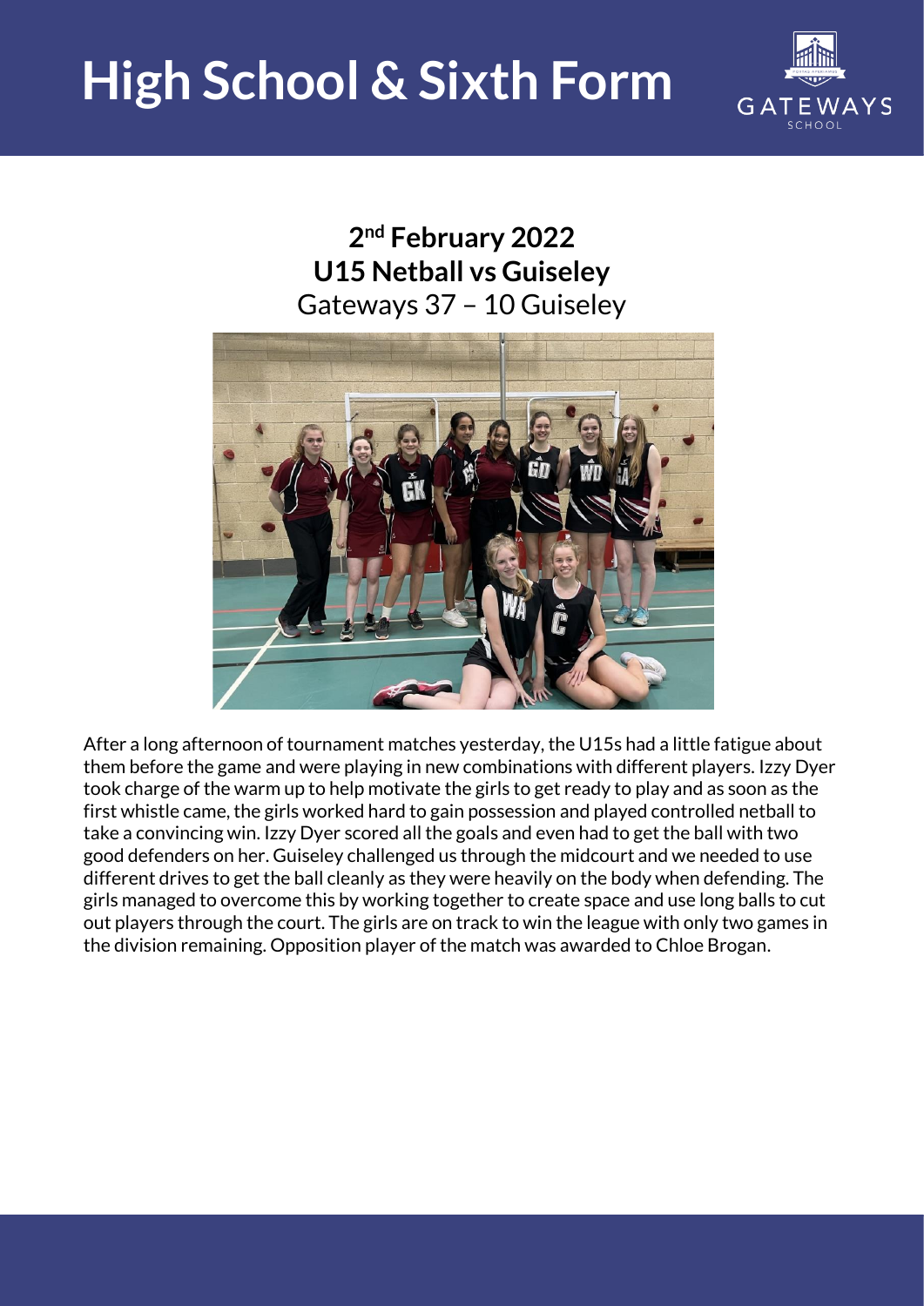**2nd February 2022**

**U15 Netball vs Guiseley**

Gateways 37 – 10 Guiseley

After a long afternoon of tournament matches yesterday, the U15s had a little fatigue about them before the game and were playing in new combinations with different players. Izzy Dyer took charge of the warm up to help motivate the girls to get ready to play and as soon as the first whistle came, the girls worked hard to gain possession and played controlled netball to take a convincing win. Izzy Dyer scored all the goals and even had to get the ball with two good defenders on her. Guiseley challenged us through the midcourt and we needed to use different drives to get the ball cleanly as they were heavily on the body when defending. The girls managed to overcome this by working together to create space and use long balls to cut out players through the court. The girls are on track to win the league with only two games in the division remaining. Opposition player of the match was awarded to Chloe Brogan.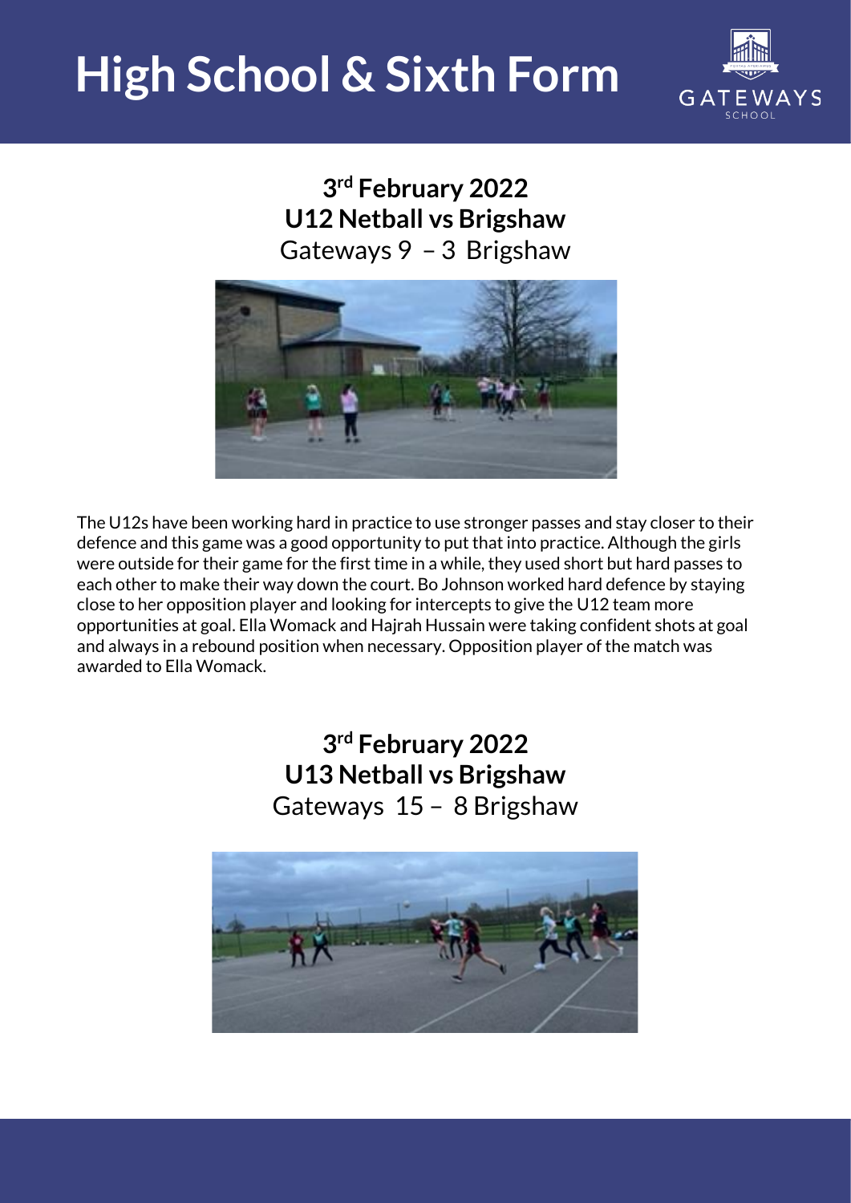# High School & Sixth Form

## 3rd February 2022
## U12 Netball vs Brigshaw
Gateways 9 – 3 Brigshaw

The U12s have been working hard in practice to use stronger passes and stay closer to their defence and this game was a good opportunity to put that into practice. Although the girls were outside for their game for the first time in a while, they used short but hard passes to each other to make their way down the court. Bo Johnson worked hard defence by staying close to her opposition player and looking for intercepts to give the U12 team more opportunities at goal. Ella Womack and Hajrah Hussain were taking confident shots at goal and always in a rebound position when necessary. Opposition player of the match was awarded to Ella Womack.

## 3rd February 2022
## U13 Netball vs Brigshaw
Gateways 15 – 8 Brigshaw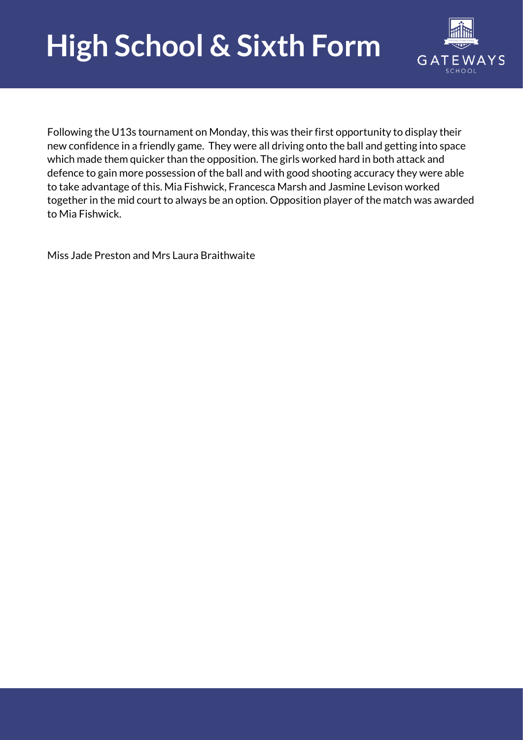Following the U13s tournament on Monday, this was their first opportunity to display their new confidence in a friendly game. They were all driving onto the ball and getting into space which made them quicker than the opposition. The girls worked hard in both attack and defence to gain more possession of the ball and with good shooting accuracy they were able to take advantage of this. Mia Fishwick, Francesca Marsh and Jasmine Levison worked together in the mid court to always be an option. Opposition player of the match was awarded to Mia Fishwick.

Miss Jade Preston and Mrs Laura Braithwaite